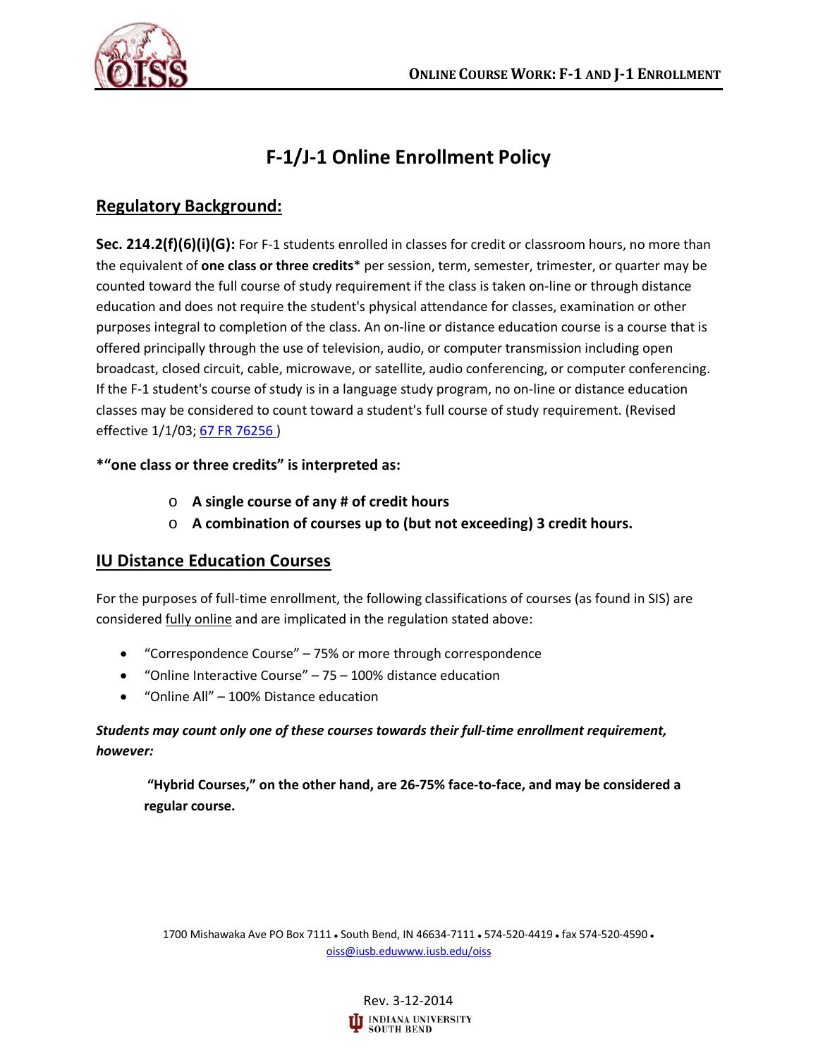# F-1/J-1 Online Enrollment Policy

## Regulatory Background:

**Sec. 214.2(f)(6)(i)(G):** For F-1 students enrolled in classes for credit or classroom hours, no more than the equivalent of **one class or three credits**\* per session, term, semester, trimester, or quarter may be counted toward the full course of study requirement if the class is taken on-line or through distance education and does not require the student's physical attendance for classes, examination or other purposes integral to completion of the class. An on-line or distance education course is a course that is offered principally through the use of television, audio, or computer transmission including open broadcast, closed circuit, cable, microwave, or satellite, audio conferencing, or computer conferencing. If the F-1 student's course of study is in a language study program, no on-line or distance education classes may be considered to count toward a student's full course of study requirement. (Revised effective 1/1/03; 67 FR 76256 )

**\*"one class or three credits" is interpreted as:**

- **A single course of any # of credit hours**
- **A combination of courses up to (but not exceeding) 3 credit hours.**

## IU Distance Education Courses

For the purposes of full-time enrollment, the following classifications of courses (as found in SIS) are considered fully online and are implicated in the regulation stated above:

- "Correspondence Course" – 75% or more through correspondence
- "Online Interactive Course" – 75 – 100% distance education
- "Online All" – 100% Distance education

***Students may count only one of these courses towards their full-time enrollment requirement, however:***

> **"Hybrid Courses," on the other hand, are 26-75% face-to-face, and may be considered a regular course.**

1700 Mishawaka Ave PO Box 7111 • South Bend, IN 46634-7111 • 574-520-4419 • fax 574-520-4590 •
oiss@iusb.eduwww.iusb.edu/oiss

Rev. 3-12-2014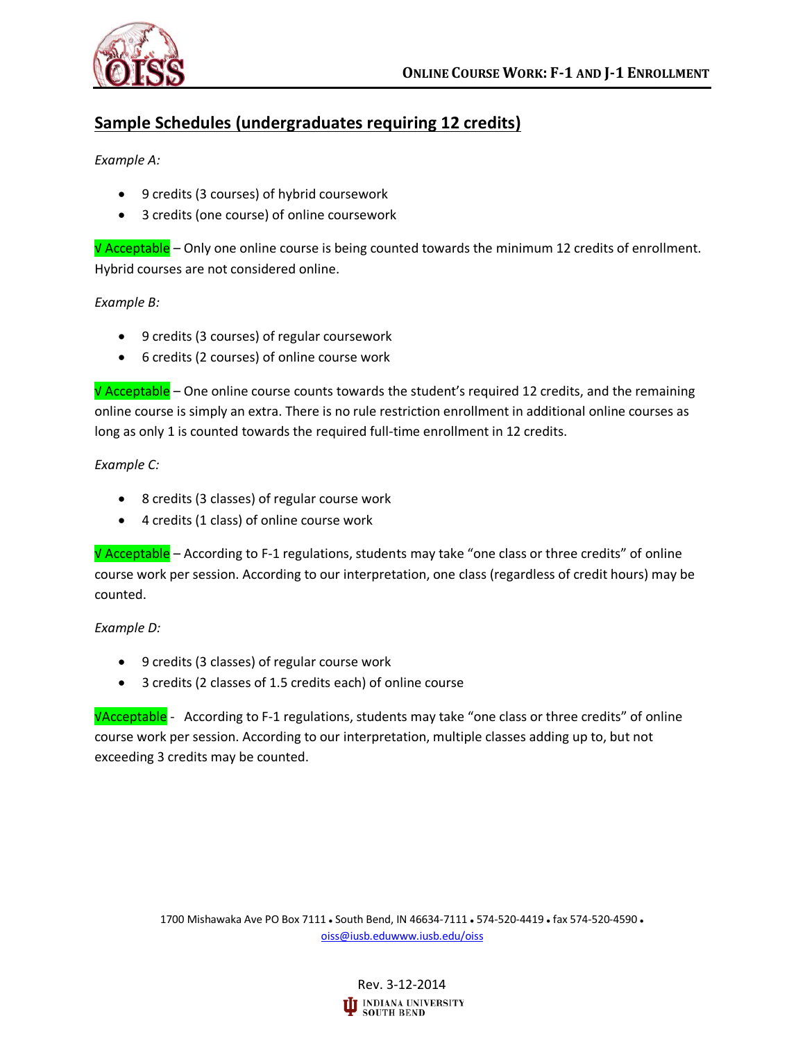## Sample Schedules (undergraduates requiring 12 credits)

*Example A:*

- 9 credits (3 courses) of hybrid coursework
- 3 credits (one course) of online coursework

√ Acceptable – Only one online course is being counted towards the minimum 12 credits of enrollment. Hybrid courses are not considered online.

*Example B:*

- 9 credits (3 courses) of regular coursework
- 6 credits (2 courses) of online course work

√ Acceptable – One online course counts towards the student's required 12 credits, and the remaining online course is simply an extra. There is no rule restriction enrollment in additional online courses as long as only 1 is counted towards the required full-time enrollment in 12 credits.

*Example C:*

- 8 credits (3 classes) of regular course work
- 4 credits (1 class) of online course work

√ Acceptable – According to F-1 regulations, students may take "one class or three credits" of online course work per session. According to our interpretation, one class (regardless of credit hours) may be counted.

*Example D:*

- 9 credits (3 classes) of regular course work
- 3 credits (2 classes of 1.5 credits each) of online course

√Acceptable - According to F-1 regulations, students may take "one class or three credits" of online course work per session. According to our interpretation, multiple classes adding up to, but not exceeding 3 credits may be counted.